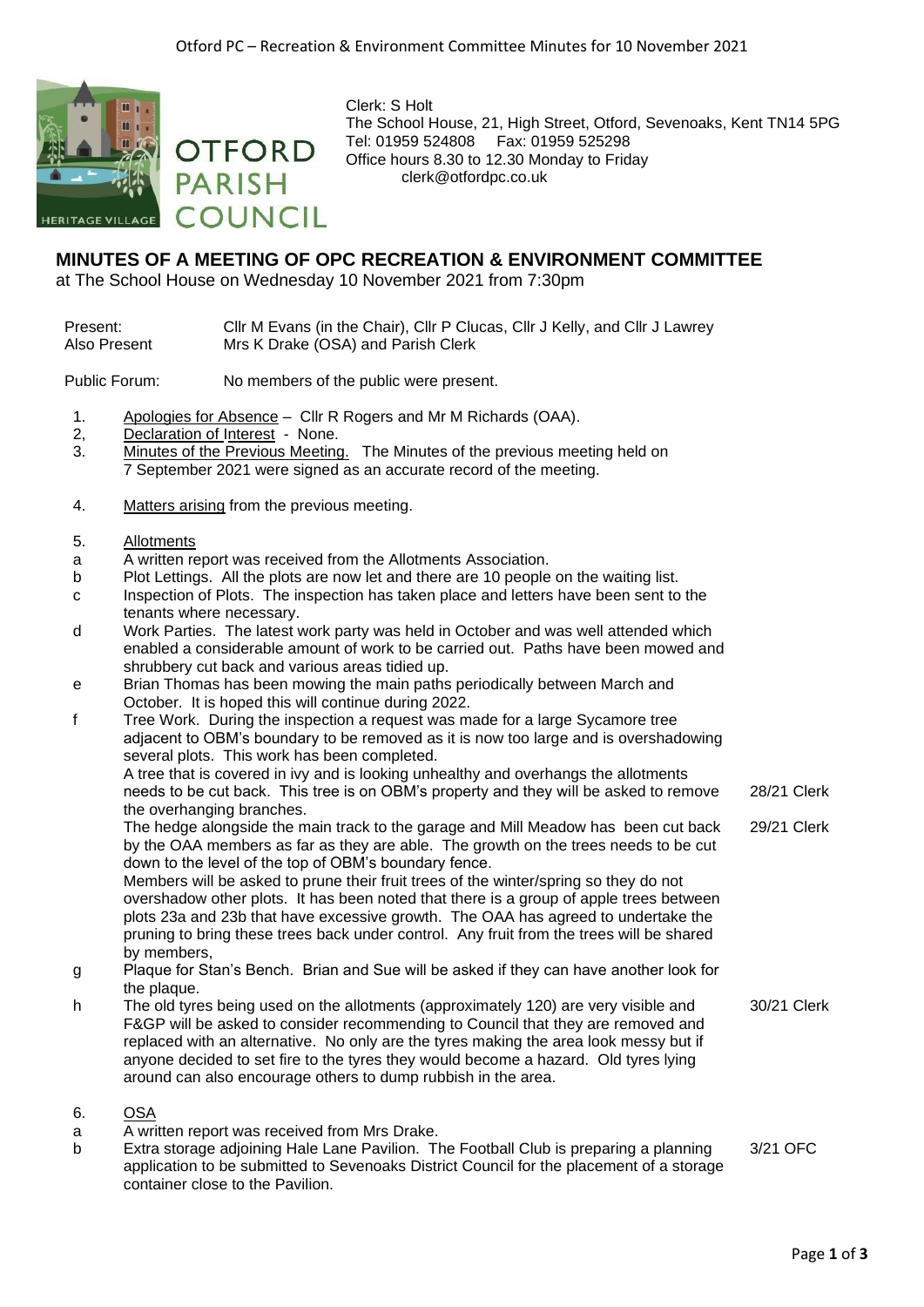OTFORD PARISH COUNCIL

Clerk: S Holt
The School House, 21, High Street, Otford, Sevenoaks, Kent TN14 5PG
Tel: 01959 524808 Fax: 01959 525298
Office hours 8.30 to 12.30 Monday to Friday
clerk@otfordpc.co.uk

## MINUTES OF A MEETING OF OPC RECREATION & ENVIRONMENT COMMITTEE

at The School House on Wednesday 10 November 2021 from 7:30pm

Present: Cllr M Evans (in the Chair), Cllr P Clucas, Cllr J Kelly, and Cllr J Lawrey
Also Present: Mrs K Drake (OSA) and Parish Clerk

Public Forum: No members of the public were present.

1. Apologies for Absence – Cllr R Rogers and Mr M Richards (OAA).
2, Declaration of Interest - None.
3. Minutes of the Previous Meeting. The Minutes of the previous meeting held on 7 September 2021 were signed as an accurate record of the meeting.

4. Matters arising from the previous meeting.

5. Allotments

a. A written report was received from the Allotments Association.

b. Plot Lettings. All the plots are now let and there are 10 people on the waiting list.

c. Inspection of Plots. The inspection has taken place and letters have been sent to the tenants where necessary.

d. Work Parties. The latest work party was held in October and was well attended which enabled a considerable amount of work to be carried out. Paths have been mowed and shrubbery cut back and various areas tidied up.

e. Brian Thomas has been mowing the main paths periodically between March and October. It is hoped this will continue during 2022.

f. Tree Work. During the inspection a request was made for a large Sycamore tree adjacent to OBM's boundary to be removed as it is now too large and is overshadowing several plots. This work has been completed.
A tree that is covered in ivy and is looking unhealthy and overhangs the allotments needs to be cut back. This tree is on OBM's property and they will be asked to remove the overhanging branches. — **28/21 Clerk**
The hedge alongside the main track to the garage and Mill Meadow has been cut back by the OAA members as far as they are able. The growth on the trees needs to be cut down to the level of the top of OBM's boundary fence. — **29/21 Clerk**
Members will be asked to prune their fruit trees of the winter/spring so they do not overshadow other plots. It has been noted that there is a group of apple trees between plots 23a and 23b that have excessive growth. The OAA has agreed to undertake the pruning to bring these trees back under control. Any fruit from the trees will be shared by members,

g. Plaque for Stan's Bench. Brian and Sue will be asked if they can have another look for the plaque.

h. The old tyres being used on the allotments (approximately 120) are very visible and F&GP will be asked to consider recommending to Council that they are removed and replaced with an alternative. No only are the tyres making the area look messy but if anyone decided to set fire to the tyres they would become a hazard. Old tyres lying around can also encourage others to dump rubbish in the area. — **30/21 Clerk**

6. OSA

a. A written report was received from Mrs Drake.

b. Extra storage adjoining Hale Lane Pavilion. The Football Club is preparing a planning application to be submitted to Sevenoaks District Council for the placement of a storage container close to the Pavilion. — **3/21 OFC**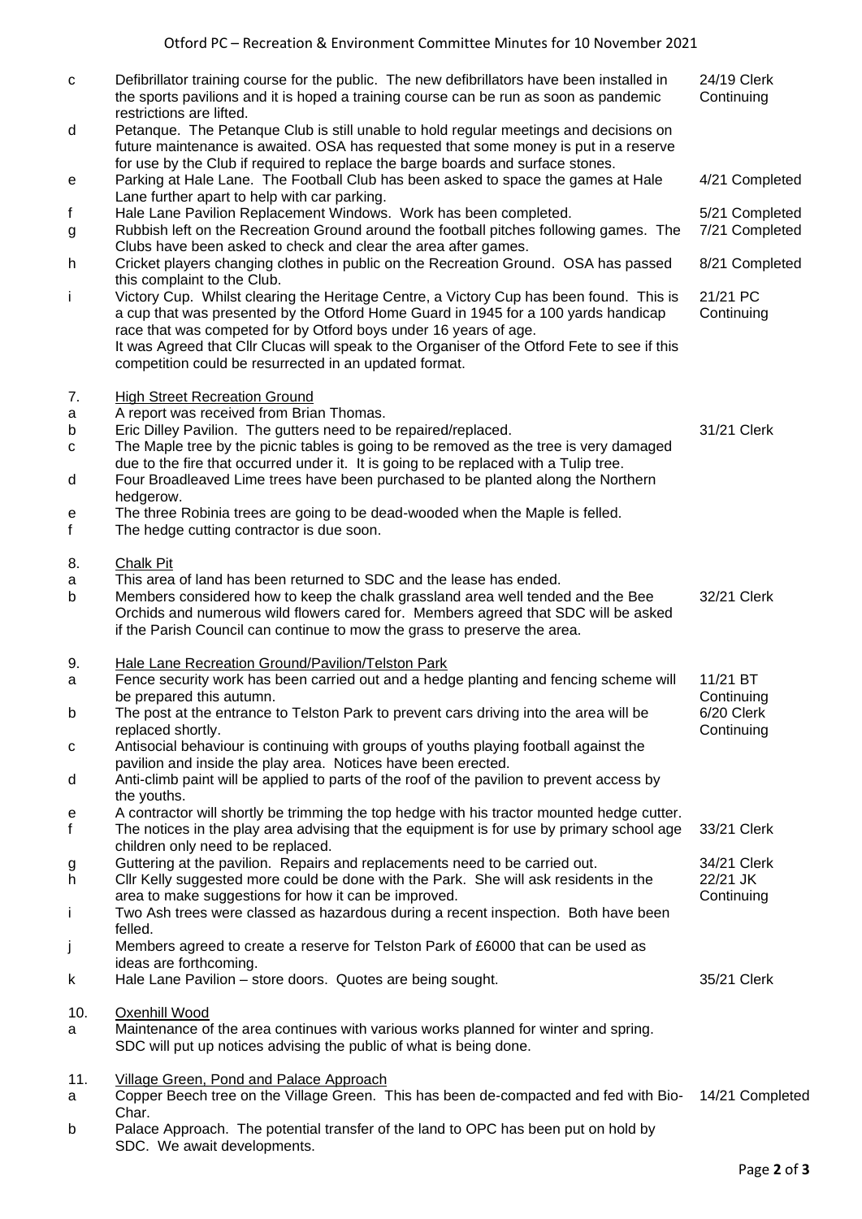| | | |
|---|---|---|
| c | Defibrillator training course for the public. The new defibrillators have been installed in the sports pavilions and it is hoped a training course can be run as soon as pandemic restrictions are lifted. | 24/19 Clerk Continuing |
| d | Petanque. The Petanque Club is still unable to hold regular meetings and decisions on future maintenance is awaited. OSA has requested that some money is put in a reserve for use by the Club if required to replace the barge boards and surface stones. | |
| e | Parking at Hale Lane. The Football Club has been asked to space the games at Hale Lane further apart to help with car parking. | 4/21 Completed |
| f | Hale Lane Pavilion Replacement Windows. Work has been completed. | 5/21 Completed |
| g | Rubbish left on the Recreation Ground around the football pitches following games. The Clubs have been asked to check and clear the area after games. | 7/21 Completed |
| h | Cricket players changing clothes in public on the Recreation Ground. OSA has passed this complaint to the Club. | 8/21 Completed |
| i | Victory Cup. Whilst clearing the Heritage Centre, a Victory Cup has been found. This is a cup that was presented by the Otford Home Guard in 1945 for a 100 yards handicap race that was competed for by Otford boys under 16 years of age. It was Agreed that Cllr Clucas will speak to the Organiser of the Otford Fete to see if this competition could be resurrected in an updated format. | 21/21 PC Continuing |
| **7.** | **High Street Recreation Ground** | |
| a | A report was received from Brian Thomas. | |
| b | Eric Dilley Pavilion. The gutters need to be repaired/replaced. | 31/21 Clerk |
| c | The Maple tree by the picnic tables is going to be removed as the tree is very damaged due to the fire that occurred under it. It is going to be replaced with a Tulip tree. | |
| d | Four Broadleaved Lime trees have been purchased to be planted along the Northern hedgerow. | |
| e | The three Robinia trees are going to be dead-wooded when the Maple is felled. | |
| f | The hedge cutting contractor is due soon. | |
| **8.** | **Chalk Pit** | |
| a | This area of land has been returned to SDC and the lease has ended. | |
| b | Members considered how to keep the chalk grassland area well tended and the Bee Orchids and numerous wild flowers cared for. Members agreed that SDC will be asked if the Parish Council can continue to mow the grass to preserve the area. | 32/21 Clerk |
| **9.** | **Hale Lane Recreation Ground/Pavilion/Telston Park** | |
| a | Fence security work has been carried out and a hedge planting and fencing scheme will be prepared this autumn. | 11/21 BT Continuing |
| b | The post at the entrance to Telston Park to prevent cars driving into the area will be replaced shortly. | 6/20 Clerk Continuing |
| c | Antisocial behaviour is continuing with groups of youths playing football against the pavilion and inside the play area. Notices have been erected. | |
| d | Anti-climb paint will be applied to parts of the roof of the pavilion to prevent access by the youths. | |
| e | A contractor will shortly be trimming the top hedge with his tractor mounted hedge cutter. | |
| f | The notices in the play area advising that the equipment is for use by primary school age children only need to be replaced. | 33/21 Clerk |
| g | Guttering at the pavilion. Repairs and replacements need to be carried out. | 34/21 Clerk |
| h | Cllr Kelly suggested more could be done with the Park. She will ask residents in the area to make suggestions for how it can be improved. | 22/21 JK Continuing |
| i | Two Ash trees were classed as hazardous during a recent inspection. Both have been felled. | |
| j | Members agreed to create a reserve for Telston Park of £6000 that can be used as ideas are forthcoming. | |
| k | Hale Lane Pavilion – store doors. Quotes are being sought. | 35/21 Clerk |
| **10.** | **Oxenhill Wood** | |
| a | Maintenance of the area continues with various works planned for winter and spring. SDC will put up notices advising the public of what is being done. | |
| **11.** | **Village Green, Pond and Palace Approach** | |
| a | Copper Beech tree on the Village Green. This has been de-compacted and fed with Bio-Char. | 14/21 Completed |
| b | Palace Approach. The potential transfer of the land to OPC has been put on hold by SDC. We await developments. | |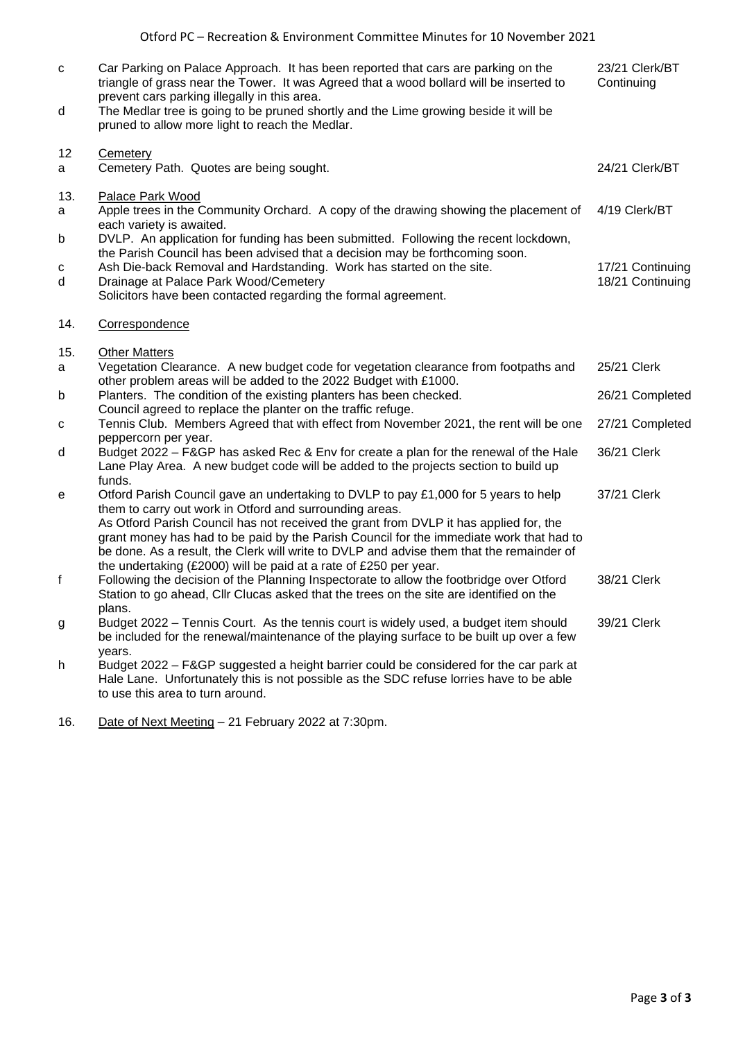| | | |
|---|---|---|
| c | Car Parking on Palace Approach. It has been reported that cars are parking on the triangle of grass near the Tower. It was Agreed that a wood bollard will be inserted to prevent cars parking illegally in this area. | 23/21 Clerk/BT Continuing |
| d | The Medlar tree is going to be pruned shortly and the Lime growing beside it will be pruned to allow more light to reach the Medlar. | |
| 12 | Cemetery | |
| a | Cemetery Path. Quotes are being sought. | 24/21 Clerk/BT |
| 13. | Palace Park Wood | |
| a | Apple trees in the Community Orchard. A copy of the drawing showing the placement of each variety is awaited. | 4/19 Clerk/BT |
| b | DVLP. An application for funding has been submitted. Following the recent lockdown, the Parish Council has been advised that a decision may be forthcoming soon. | |
| c | Ash Die-back Removal and Hardstanding. Work has started on the site. | 17/21 Continuing |
| d | Drainage at Palace Park Wood/Cemetery<br>Solicitors have been contacted regarding the formal agreement. | 18/21 Continuing |
| 14. | Correspondence | |
| 15. | Other Matters | |
| a | Vegetation Clearance. A new budget code for vegetation clearance from footpaths and other problem areas will be added to the 2022 Budget with £1000. | 25/21 Clerk |
| b | Planters. The condition of the existing planters has been checked.<br>Council agreed to replace the planter on the traffic refuge. | 26/21 Completed |
| c | Tennis Club. Members Agreed that with effect from November 2021, the rent will be one peppercorn per year. | 27/21 Completed |
| d | Budget 2022 – F&GP has asked Rec & Env for create a plan for the renewal of the Hale Lane Play Area. A new budget code will be added to the projects section to build up funds. | 36/21 Clerk |
| e | Otford Parish Council gave an undertaking to DVLP to pay £1,000 for 5 years to help them to carry out work in Otford and surrounding areas.<br>As Otford Parish Council has not received the grant from DVLP it has applied for, the grant money has had to be paid by the Parish Council for the immediate work that had to be done. As a result, the Clerk will write to DVLP and advise them that the remainder of the undertaking (£2000) will be paid at a rate of £250 per year. | 37/21 Clerk |
| f | Following the decision of the Planning Inspectorate to allow the footbridge over Otford Station to go ahead, Cllr Clucas asked that the trees on the site are identified on the plans. | 38/21 Clerk |
| g | Budget 2022 – Tennis Court. As the tennis court is widely used, a budget item should be included for the renewal/maintenance of the playing surface to be built up over a few years. | 39/21 Clerk |
| h | Budget 2022 – F&GP suggested a height barrier could be considered for the car park at Hale Lane. Unfortunately this is not possible as the SDC refuse lorries have to be able to use this area to turn around. | |
| 16. | Date of Next Meeting – 21 February 2022 at 7:30pm. | |